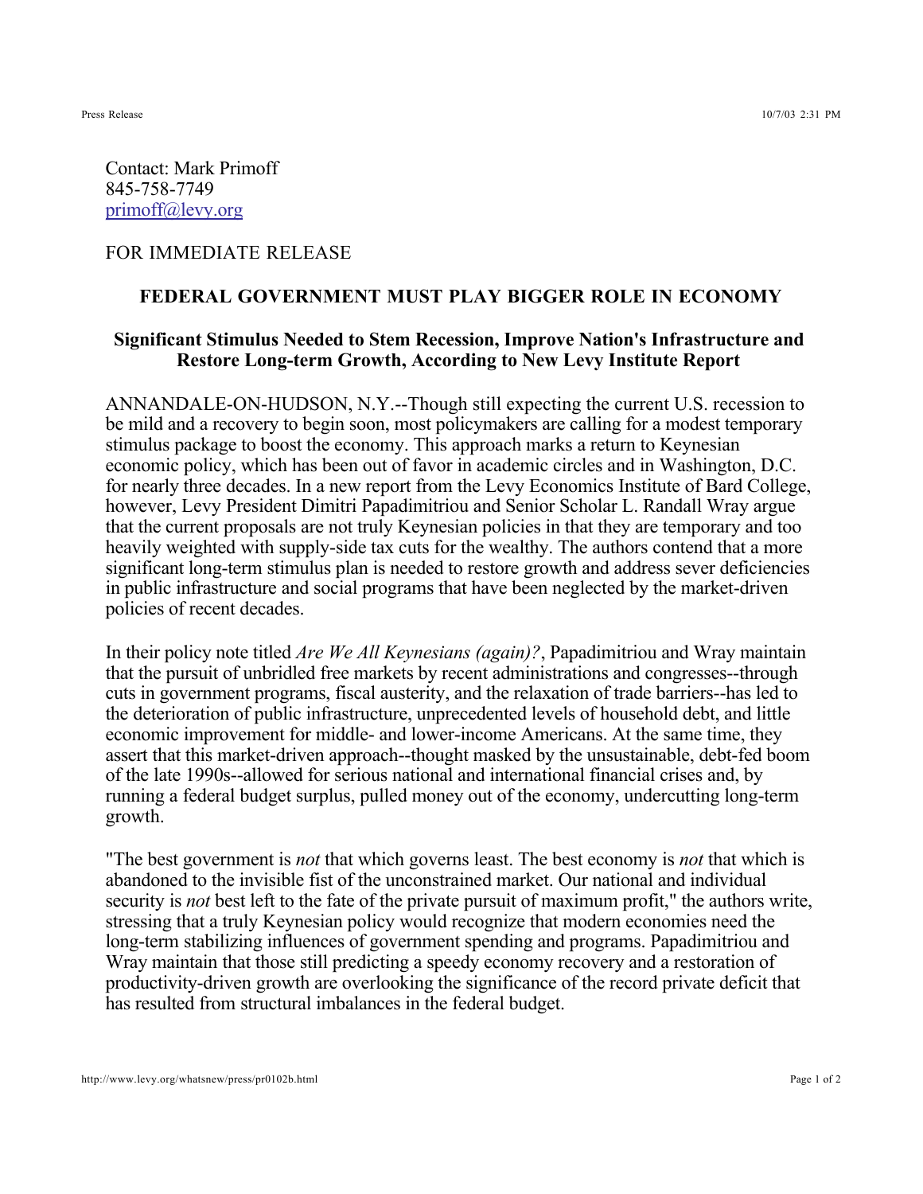Contact: Mark Primoff
845-758-7749
primoff@levy.org

FOR IMMEDIATE RELEASE

## FEDERAL GOVERNMENT MUST PLAY BIGGER ROLE IN ECONOMY

### Significant Stimulus Needed to Stem Recession, Improve Nation's Infrastructure and Restore Long-term Growth, According to New Levy Institute Report

ANNANDALE-ON-HUDSON, N.Y.--Though still expecting the current U.S. recession to be mild and a recovery to begin soon, most policymakers are calling for a modest temporary stimulus package to boost the economy. This approach marks a return to Keynesian economic policy, which has been out of favor in academic circles and in Washington, D.C. for nearly three decades. In a new report from the Levy Economics Institute of Bard College, however, Levy President Dimitri Papadimitriou and Senior Scholar L. Randall Wray argue that the current proposals are not truly Keynesian policies in that they are temporary and too heavily weighted with supply-side tax cuts for the wealthy. The authors contend that a more significant long-term stimulus plan is needed to restore growth and address sever deficiencies in public infrastructure and social programs that have been neglected by the market-driven policies of recent decades.

In their policy note titled *Are We All Keynesians (again)?*, Papadimitriou and Wray maintain that the pursuit of unbridled free markets by recent administrations and congresses--through cuts in government programs, fiscal austerity, and the relaxation of trade barriers--has led to the deterioration of public infrastructure, unprecedented levels of household debt, and little economic improvement for middle- and lower-income Americans. At the same time, they assert that this market-driven approach--thought masked by the unsustainable, debt-fed boom of the late 1990s--allowed for serious national and international financial crises and, by running a federal budget surplus, pulled money out of the economy, undercutting long-term growth.

"The best government is *not* that which governs least. The best economy is *not* that which is abandoned to the invisible fist of the unconstrained market. Our national and individual security is *not* best left to the fate of the private pursuit of maximum profit," the authors write, stressing that a truly Keynesian policy would recognize that modern economies need the long-term stabilizing influences of government spending and programs. Papadimitriou and Wray maintain that those still predicting a speedy economy recovery and a restoration of productivity-driven growth are overlooking the significance of the record private deficit that has resulted from structural imbalances in the federal budget.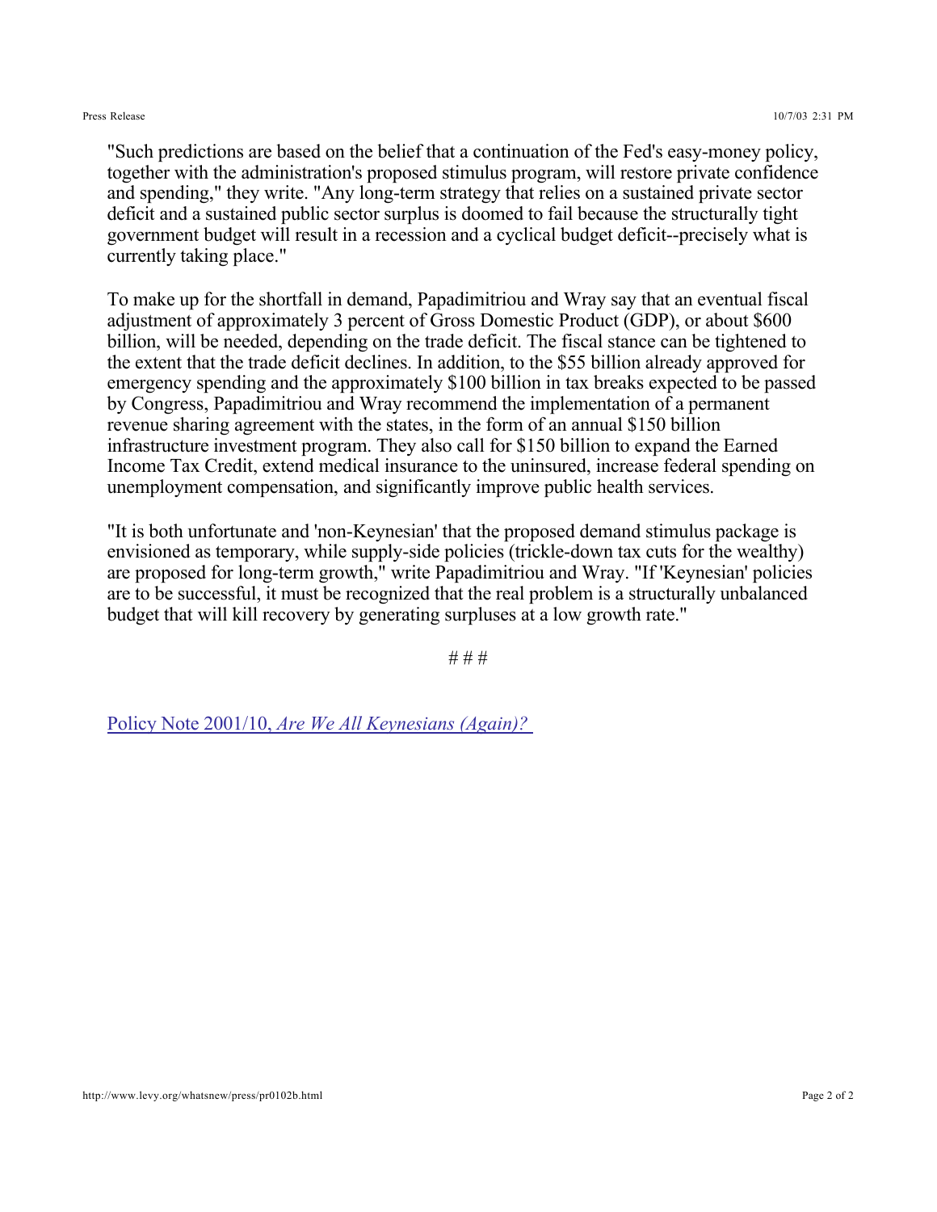"Such predictions are based on the belief that a continuation of the Fed's easy-money policy, together with the administration's proposed stimulus program, will restore private confidence and spending," they write. "Any long-term strategy that relies on a sustained private sector deficit and a sustained public sector surplus is doomed to fail because the structurally tight government budget will result in a recession and a cyclical budget deficit--precisely what is currently taking place."

To make up for the shortfall in demand, Papadimitriou and Wray say that an eventual fiscal adjustment of approximately 3 percent of Gross Domestic Product (GDP), or about $600 billion, will be needed, depending on the trade deficit. The fiscal stance can be tightened to the extent that the trade deficit declines. In addition, to the $55 billion already approved for emergency spending and the approximately $100 billion in tax breaks expected to be passed by Congress, Papadimitriou and Wray recommend the implementation of a permanent revenue sharing agreement with the states, in the form of an annual $150 billion infrastructure investment program. They also call for $150 billion to expand the Earned Income Tax Credit, extend medical insurance to the uninsured, increase federal spending on unemployment compensation, and significantly improve public health services.

"It is both unfortunate and 'non-Keynesian' that the proposed demand stimulus package is envisioned as temporary, while supply-side policies (trickle-down tax cuts for the wealthy) are proposed for long-term growth," write Papadimitriou and Wray. "If 'Keynesian' policies are to be successful, it must be recognized that the real problem is a structurally unbalanced budget that will kill recovery by generating surpluses at a low growth rate."

# # #

Policy Note 2001/10, *Are We All Keynesians (Again)?*